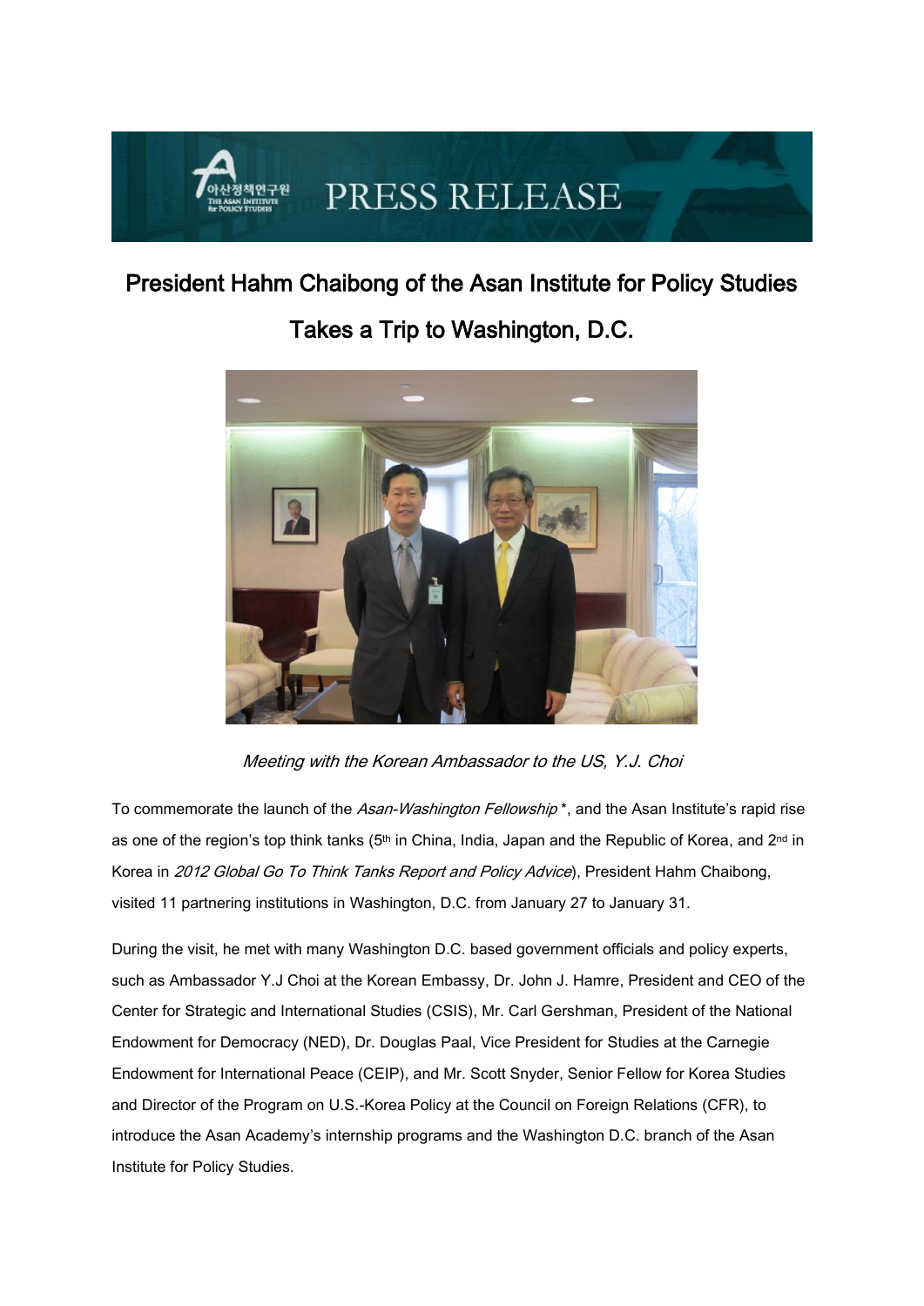PRESS RELEASE

# President Hahm Chaibong of the Asan Institute for Policy Studies Takes a Trip to Washington, D.C.

*Meeting with the Korean Ambassador to the US, Y.J. Choi*

To commemorate the launch of the *Asan-Washington Fellowship* *, and the Asan Institute's rapid rise as one of the region's top think tanks (5th in China, India, Japan and the Republic of Korea, and 2nd in Korea in *2012 Global Go To Think Tanks Report and Policy Advice*), President Hahm Chaibong, visited 11 partnering institutions in Washington, D.C. from January 27 to January 31.

During the visit, he met with many Washington D.C. based government officials and policy experts, such as Ambassador Y.J Choi at the Korean Embassy, Dr. John J. Hamre, President and CEO of the Center for Strategic and International Studies (CSIS), Mr. Carl Gershman, President of the National Endowment for Democracy (NED), Dr. Douglas Paal, Vice President for Studies at the Carnegie Endowment for International Peace (CEIP), and Mr. Scott Snyder, Senior Fellow for Korea Studies and Director of the Program on U.S.-Korea Policy at the Council on Foreign Relations (CFR), to introduce the Asan Academy's internship programs and the Washington D.C. branch of the Asan Institute for Policy Studies.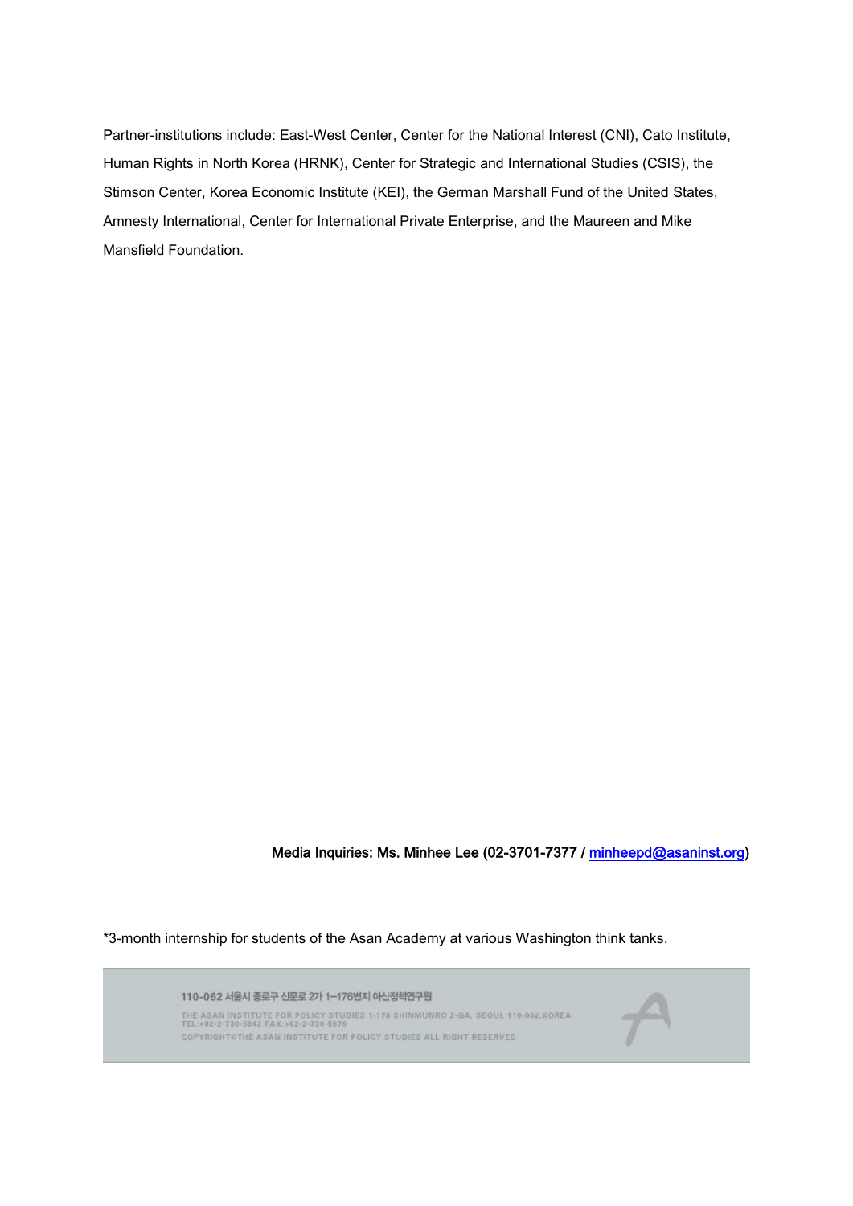Partner-institutions include: East-West Center, Center for the National Interest (CNI), Cato Institute, Human Rights in North Korea (HRNK), Center for Strategic and International Studies (CSIS), the Stimson Center, Korea Economic Institute (KEI), the German Marshall Fund of the United States, Amnesty International, Center for International Private Enterprise, and the Maureen and Mike Mansfield Foundation.

**Media Inquiries: Ms. Minhee Lee (02-3701-7377 / minheepd@asaninst.org)**

*3-month internship for students of the Asan Academy at various Washington think tanks.